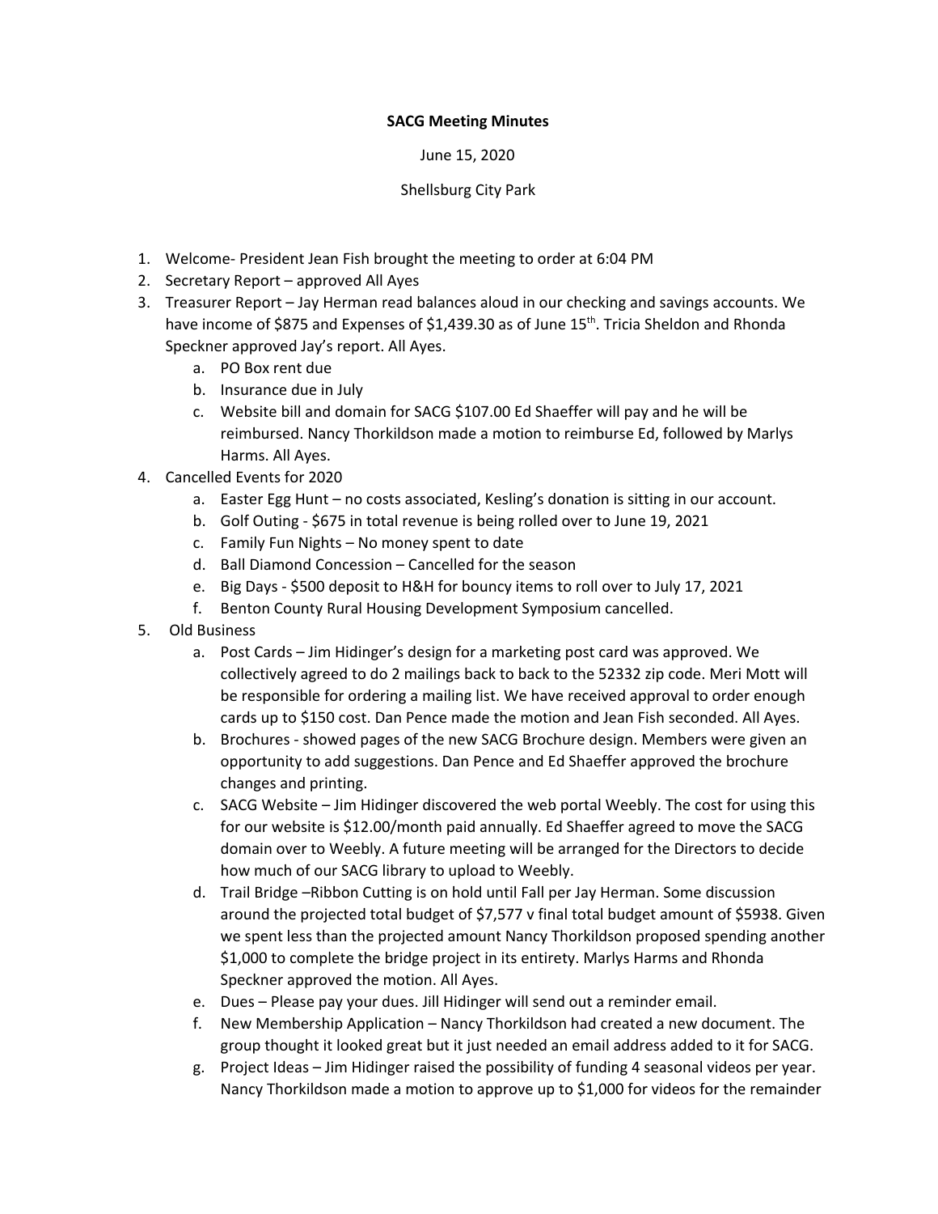**SACG Meeting Minutes**

June 15, 2020

Shellsburg City Park

1. Welcome- President Jean Fish brought the meeting to order at 6:04 PM
2. Secretary Report – approved All Ayes
3. Treasurer Report – Jay Herman read balances aloud in our checking and savings accounts. We have income of $875 and Expenses of $1,439.30 as of June 15th. Tricia Sheldon and Rhonda Speckner approved Jay's report. All Ayes.
   a. PO Box rent due
   b. Insurance due in July
   c. Website bill and domain for SACG $107.00 Ed Shaeffer will pay and he will be reimbursed. Nancy Thorkildson made a motion to reimburse Ed, followed by Marlys Harms. All Ayes.
4. Cancelled Events for 2020
   a. Easter Egg Hunt – no costs associated, Kesling's donation is sitting in our account.
   b. Golf Outing - $675 in total revenue is being rolled over to June 19, 2021
   c. Family Fun Nights – No money spent to date
   d. Ball Diamond Concession – Cancelled for the season
   e. Big Days - $500 deposit to H&H for bouncy items to roll over to July 17, 2021
   f. Benton County Rural Housing Development Symposium cancelled.
5. Old Business
   a. Post Cards – Jim Hidinger's design for a marketing post card was approved. We collectively agreed to do 2 mailings back to back to the 52332 zip code. Meri Mott will be responsible for ordering a mailing list. We have received approval to order enough cards up to $150 cost. Dan Pence made the motion and Jean Fish seconded. All Ayes.
   b. Brochures - showed pages of the new SACG Brochure design. Members were given an opportunity to add suggestions. Dan Pence and Ed Shaeffer approved the brochure changes and printing.
   c. SACG Website – Jim Hidinger discovered the web portal Weebly. The cost for using this for our website is $12.00/month paid annually. Ed Shaeffer agreed to move the SACG domain over to Weebly. A future meeting will be arranged for the Directors to decide how much of our SACG library to upload to Weebly.
   d. Trail Bridge –Ribbon Cutting is on hold until Fall per Jay Herman. Some discussion around the projected total budget of $7,577 v final total budget amount of $5938. Given we spent less than the projected amount Nancy Thorkildson proposed spending another $1,000 to complete the bridge project in its entirety. Marlys Harms and Rhonda Speckner approved the motion. All Ayes.
   e. Dues – Please pay your dues. Jill Hidinger will send out a reminder email.
   f. New Membership Application – Nancy Thorkildson had created a new document. The group thought it looked great but it just needed an email address added to it for SACG.
   g. Project Ideas – Jim Hidinger raised the possibility of funding 4 seasonal videos per year. Nancy Thorkildson made a motion to approve up to $1,000 for videos for the remainder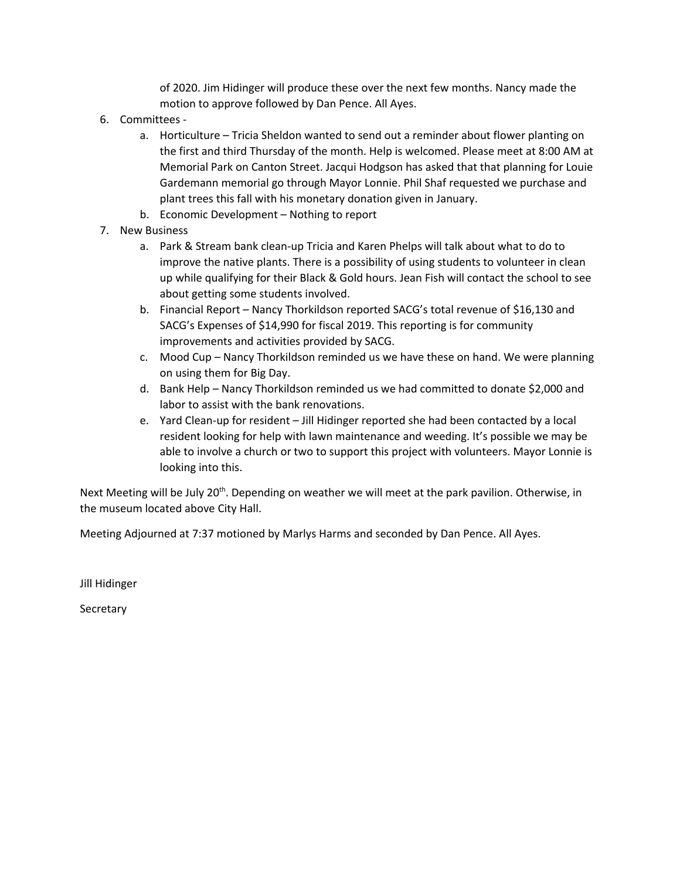of 2020. Jim Hidinger will produce these over the next few months. Nancy made the motion to approve followed by Dan Pence. All Ayes.

6. Committees -
   a. Horticulture – Tricia Sheldon wanted to send out a reminder about flower planting on the first and third Thursday of the month. Help is welcomed. Please meet at 8:00 AM at Memorial Park on Canton Street. Jacqui Hodgson has asked that that planning for Louie Gardemann memorial go through Mayor Lonnie. Phil Shaf requested we purchase and plant trees this fall with his monetary donation given in January.
   b. Economic Development – Nothing to report
7. New Business
   a. Park & Stream bank clean-up Tricia and Karen Phelps will talk about what to do to improve the native plants. There is a possibility of using students to volunteer in clean up while qualifying for their Black & Gold hours. Jean Fish will contact the school to see about getting some students involved.
   b. Financial Report – Nancy Thorkildson reported SACG's total revenue of $16,130 and SACG's Expenses of $14,990 for fiscal 2019. This reporting is for community improvements and activities provided by SACG.
   c. Mood Cup – Nancy Thorkildson reminded us we have these on hand. We were planning on using them for Big Day.
   d. Bank Help – Nancy Thorkildson reminded us we had committed to donate $2,000 and labor to assist with the bank renovations.
   e. Yard Clean-up for resident – Jill Hidinger reported she had been contacted by a local resident looking for help with lawn maintenance and weeding. It's possible we may be able to involve a church or two to support this project with volunteers. Mayor Lonnie is looking into this.

Next Meeting will be July 20th. Depending on weather we will meet at the park pavilion. Otherwise, in the museum located above City Hall.

Meeting Adjourned at 7:37 motioned by Marlys Harms and seconded by Dan Pence. All Ayes.

Jill Hidinger

Secretary